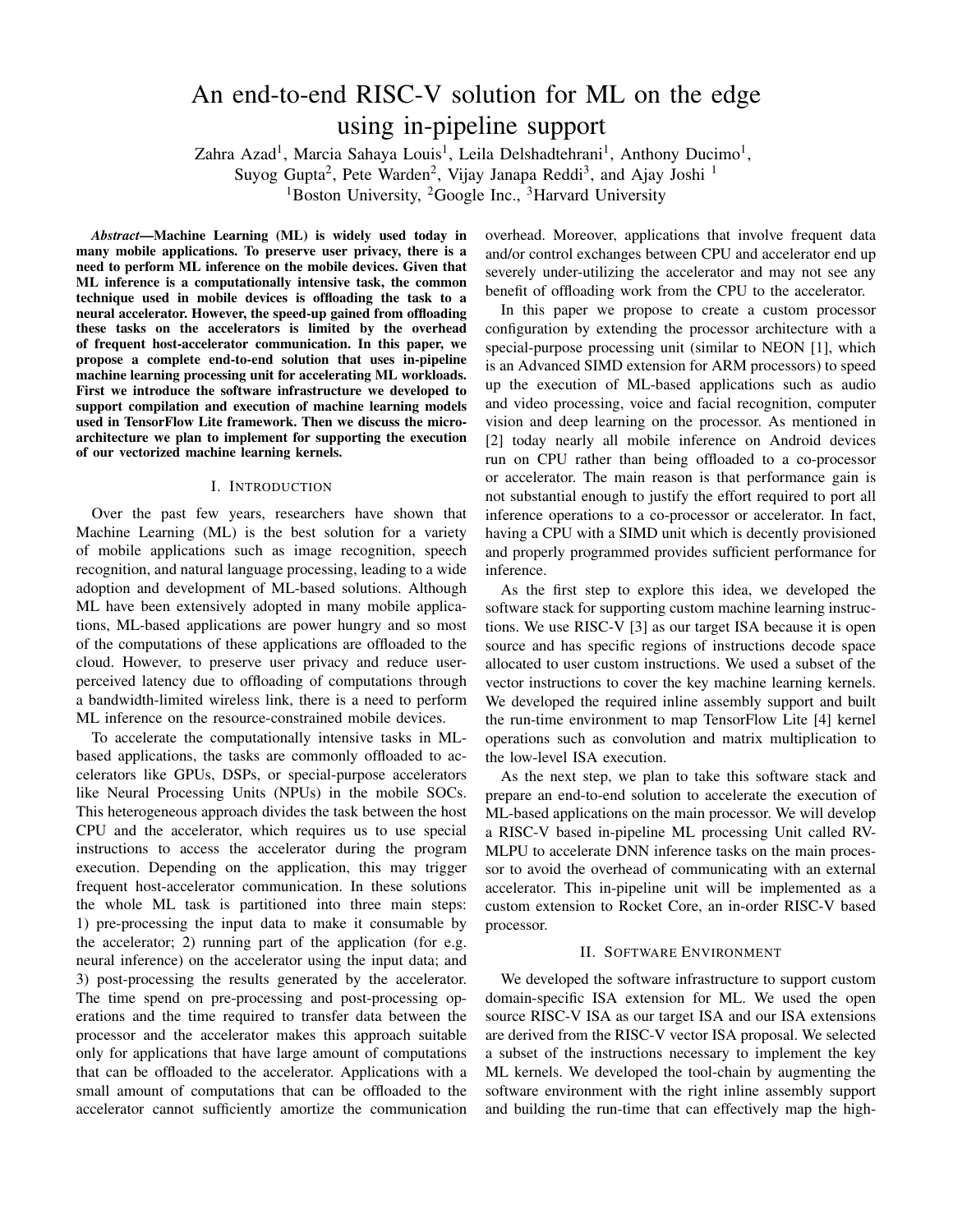# An end-to-end RISC-V solution for ML on the edge using in-pipeline support

Zahra Azad[1], Marcia Sahaya Louis[1], Leila Delshadtehrani[1], Anthony Ducimo[1], Suyog Gupta[2], Pete Warden[2], Vijay Janapa Reddi[3], and Ajay Joshi [1]

[1]Boston University, [2]Google Inc., [3]Harvard University

***Abstract*—Machine Learning (ML) is widely used today in many mobile applications. To preserve user privacy, there is a need to perform ML inference on the mobile devices. Given that ML inference is a computationally intensive task, the common technique used in mobile devices is offloading the task to a neural accelerator. However, the speed-up gained from offloading these tasks on the accelerators is limited by the overhead of frequent host-accelerator communication. In this paper, we propose a complete end-to-end solution that uses in-pipeline machine learning processing unit for accelerating ML workloads. First we introduce the software infrastructure we developed to support compilation and execution of machine learning models used in TensorFlow Lite framework. Then we discuss the micro-architecture we plan to implement for supporting the execution of our vectorized machine learning kernels.**

## I. Introduction

Over the past few years, researchers have shown that Machine Learning (ML) is the best solution for a variety of mobile applications such as image recognition, speech recognition, and natural language processing, leading to a wide adoption and development of ML-based solutions. Although ML have been extensively adopted in many mobile applications, ML-based applications are power hungry and so most of the computations of these applications are offloaded to the cloud. However, to preserve user privacy and reduce user-perceived latency due to offloading of computations through a bandwidth-limited wireless link, there is a need to perform ML inference on the resource-constrained mobile devices.

To accelerate the computationally intensive tasks in ML-based applications, the tasks are commonly offloaded to accelerators like GPUs, DSPs, or special-purpose accelerators like Neural Processing Units (NPUs) in the mobile SOCs. This heterogeneous approach divides the task between the host CPU and the accelerator, which requires us to use special instructions to access the accelerator during the program execution. Depending on the application, this may trigger frequent host-accelerator communication. In these solutions the whole ML task is partitioned into three main steps: 1) pre-processing the input data to make it consumable by the accelerator; 2) running part of the application (for e.g. neural inference) on the accelerator using the input data; and 3) post-processing the results generated by the accelerator. The time spend on pre-processing and post-processing operations and the time required to transfer data between the processor and the accelerator makes this approach suitable only for applications that have large amount of computations that can be offloaded to the accelerator. Applications with a small amount of computations that can be offloaded to the accelerator cannot sufficiently amortize the communication overhead. Moreover, applications that involve frequent data and/or control exchanges between CPU and accelerator end up severely under-utilizing the accelerator and may not see any benefit of offloading work from the CPU to the accelerator.

In this paper we propose to create a custom processor configuration by extending the processor architecture with a special-purpose processing unit (similar to NEON [1], which is an Advanced SIMD extension for ARM processors) to speed up the execution of ML-based applications such as audio and video processing, voice and facial recognition, computer vision and deep learning on the processor. As mentioned in [2] today nearly all mobile inference on Android devices run on CPU rather than being offloaded to a co-processor or accelerator. The main reason is that performance gain is not substantial enough to justify the effort required to port all inference operations to a co-processor or accelerator. In fact, having a CPU with a SIMD unit which is decently provisioned and properly programmed provides sufficient performance for inference.

As the first step to explore this idea, we developed the software stack for supporting custom machine learning instructions. We use RISC-V [3] as our target ISA because it is open source and has specific regions of instructions decode space allocated to user custom instructions. We used a subset of the vector instructions to cover the key machine learning kernels. We developed the required inline assembly support and built the run-time environment to map TensorFlow Lite [4] kernel operations such as convolution and matrix multiplication to the low-level ISA execution.

As the next step, we plan to take this software stack and prepare an end-to-end solution to accelerate the execution of ML-based applications on the main processor. We will develop a RISC-V based in-pipeline ML processing Unit called RV-MLPU to accelerate DNN inference tasks on the main processor to avoid the overhead of communicating with an external accelerator. This in-pipeline unit will be implemented as a custom extension to Rocket Core, an in-order RISC-V based processor.

## II. Software Environment

We developed the software infrastructure to support custom domain-specific ISA extension for ML. We used the open source RISC-V ISA as our target ISA and our ISA extensions are derived from the RISC-V vector ISA proposal. We selected a subset of the instructions necessary to implement the key ML kernels. We developed the tool-chain by augmenting the software environment with the right inline assembly support and building the run-time that can effectively map the high-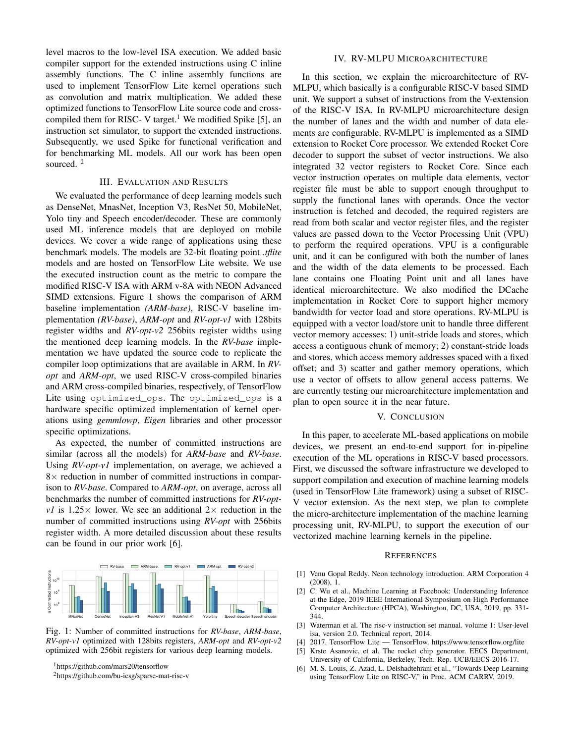level macros to the low-level ISA execution. We added basic compiler support for the extended instructions using C inline assembly functions. The C inline assembly functions are used to implement TensorFlow Lite kernel operations such as convolution and matrix multiplication. We added these optimized functions to TensorFlow Lite source code and cross-compiled them for RISC- V target.[1] We modified Spike [5], an instruction set simulator, to support the extended instructions. Subsequently, we used Spike for functional verification and for benchmarking ML models. All our work has been open sourced. [2]

## III. Evaluation and Results

We evaluated the performance of deep learning models such as DenseNet, MnasNet, Inception V3, ResNet 50, MobileNet, Yolo tiny and Speech encoder/decoder. These are commonly used ML inference models that are deployed on mobile devices. We cover a wide range of applications using these benchmark models. The models are 32-bit floating point *.tflite* models and are hosted on TensorFlow Lite website. We use the executed instruction count as the metric to compare the modified RISC-V ISA with ARM v-8A with NEON Advanced SIMD extensions. Figure 1 shows the comparison of ARM baseline implementation *(ARM-base)*, RISC-V baseline implementation *(RV-base)*, *ARM-opt* and *RV-opt-v1* with 128bits register widths and *RV-opt-v2* 256bits register widths using the mentioned deep learning models. In the *RV-base* implementation we have updated the source code to replicate the compiler loop optimizations that are available in ARM. In *RV-opt* and *ARM-opt*, we used RISC-V cross-compiled binaries and ARM cross-compiled binaries, respectively, of TensorFlow Lite using `optimized_ops`. The `optimized_ops` is a hardware specific optimized implementation of kernel operations using ***gemmlowp***, ***Eigen*** libraries and other processor specific optimizations.

As expected, the number of committed instructions are similar (across all the models) for ***ARM-base*** and ***RV-base***. Using ***RV-opt-v1*** implementation, on average, we achieved a 8× reduction in number of committed instructions in comparison to ***RV-base***. Compared to ***ARM-opt***, on average, across all benchmarks the number of committed instructions for ***RV-opt-v1*** is 1.25× lower. We see an additional 2× reduction in the number of committed instructions using ***RV-opt*** with 256bits register width. A more detailed discussion about these results can be found in our prior work [6].

RV-base
ARM-base
RV-opt-v1
ARM-opt
RV-opt-v2

# Committed Instructions

$10^{10}$

$10^{8}$

$10^{6}$

MNasNet
DenseNet
Inception-V3
ResNet-V1
MobileNet-V1
Yolo-tiny
Speech decoder
Speech encoder

Fig. 1: Number of committed instructions for *RV-base*, *ARM-base*, *RV-opt-v1* optimized with 128bits registers, *ARM-opt* and *RV-opt-v2* optimized with 256bit registers for various deep learning models.

[1] https://github.com/mars20/tensorflow

[2] https://github.com/bu-icsg/sparse-mat-risc-v

## IV. RV-MLPU Microarchitecture

In this section, we explain the microarchitecture of RV-MLPU, which basically is a configurable RISC-V based SIMD unit. We support a subset of instructions from the V-extension of the RISC-V ISA. In RV-MLPU microarchitecture design the number of lanes and the width and number of data elements are configurable. RV-MLPU is implemented as a SIMD extension to Rocket Core processor. We extended Rocket Core decoder to support the subset of vector instructions. We also integrated 32 vector registers to Rocket Core. Since each vector instruction operates on multiple data elements, vector register file must be able to support enough throughput to supply the functional lanes with operands. Once the vector instruction is fetched and decoded, the required registers are read from both scalar and vector register files, and the register values are passed down to the Vector Processing Unit (VPU) to perform the required operations. VPU is a configurable unit, and it can be configured with both the number of lanes and the width of the data elements to be processed. Each lane contains one Floating Point unit and all lanes have identical microarchitecture. We also modified the DCache implementation in Rocket Core to support higher memory bandwidth for vector load and store operations. RV-MLPU is equipped with a vector load/store unit to handle three different vector memory accesses: 1) unit-stride loads and stores, which access a contiguous chunk of memory; 2) constant-stride loads and stores, which access memory addresses spaced with a fixed offset; and 3) scatter and gather memory operations, which use a vector of offsets to allow general access patterns. We are currently testing our microarchitecture implementation and plan to open source it in the near future.

## V. Conclusion

In this paper, to accelerate ML-based applications on mobile devices, we present an end-to-end support for in-pipeline execution of the ML operations in RISC-V based processors. First, we discussed the software infrastructure we developed to support compilation and execution of machine learning models (used in TensorFlow Lite framework) using a subset of RISC-V vector extension. As the next step, we plan to complete the micro-architecture implementation of the machine learning processing unit, RV-MLPU, to support the execution of our vectorized machine learning kernels in the pipeline.

## References

[1] Venu Gopal Reddy. Neon technology introduction. ARM Corporation 4 (2008), 1.

[2] C. Wu et al., Machine Learning at Facebook: Understanding Inference at the Edge, 2019 IEEE International Symposium on High Performance Computer Architecture (HPCA), Washington, DC, USA, 2019, pp. 331-344.

[3] Waterman et al. The risc-v instruction set manual. volume 1: User-level isa, version 2.0. Technical report, 2014.

[4] 2017. TensorFlow Lite — TensorFlow. https://www.tensorflow.org/lite

[5] Krste Asanovic, et al. The rocket chip generator. EECS Department, University of California, Berkeley, Tech. Rep. UCB/EECS-2016-17.

[6] M. S. Louis, Z. Azad, L. Delshadtehrani et al., "Towards Deep Learning using TensorFlow Lite on RISC-V," in Proc. ACM CARRV, 2019.